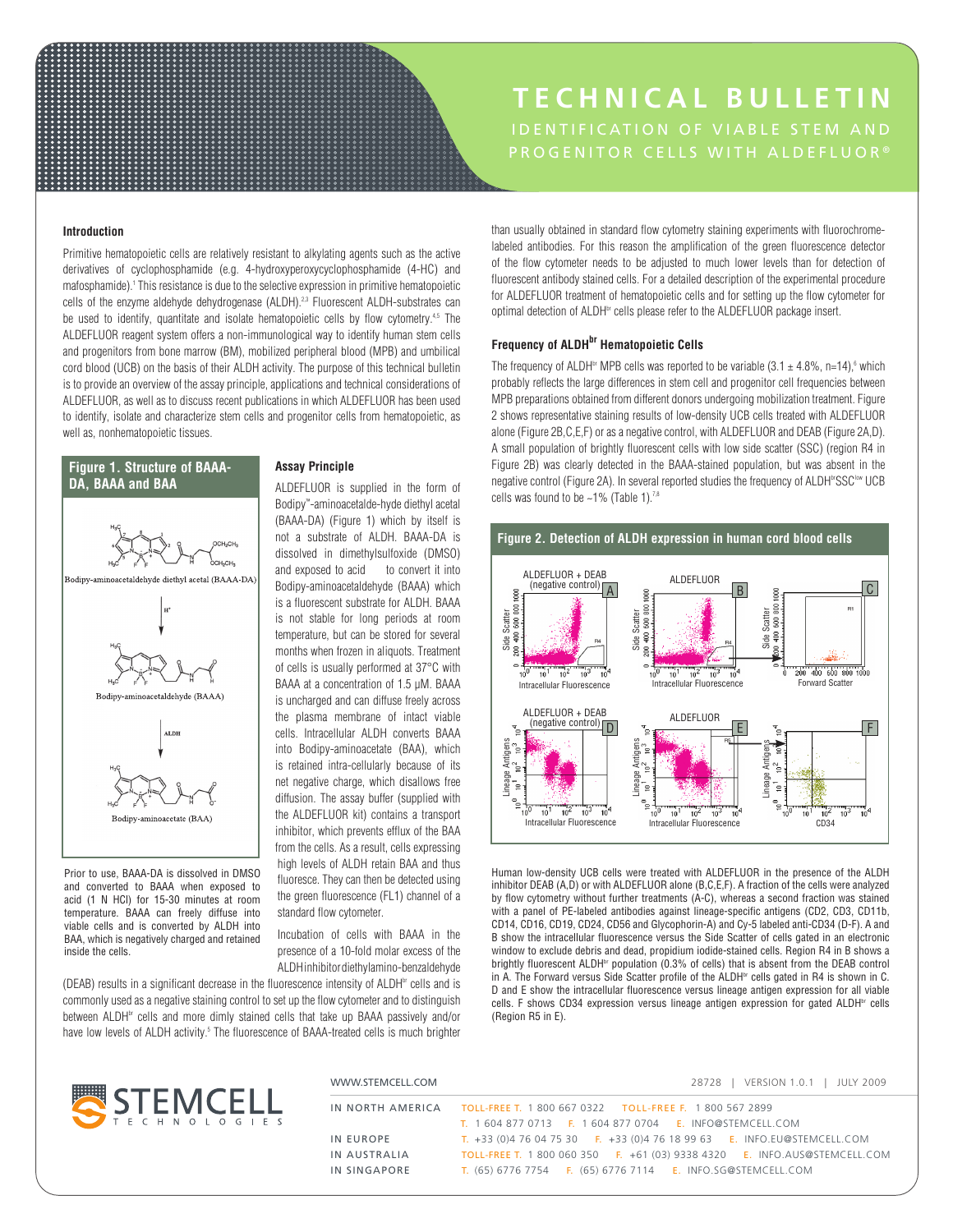# TECHNICAL BULLETIN

## IDENTIFICATION OF VIABLE STEM AND PROGENITOR CELLS WITH ALDEFLUOR®

### Introduction

Primitive hematopoietic cells are relatively resistant to alkylating agents such as the active derivatives of cyclophosphamide (e.g. 4-hydroxyperoxycyclophosphamide (4-HC) and mafosphamide).[1] This resistance is due to the selective expression in primitive hematopoietic cells of the enzyme aldehyde dehydrogenase (ALDH).[2,3] Fluorescent ALDH-substrates can be used to identify, quantitate and isolate hematopoietic cells by flow cytometry.[4,5] The ALDEFLUOR reagent system offers a non-immunological way to identify human stem cells and progenitors from bone marrow (BM), mobilized peripheral blood (MPB) and umbilical cord blood (UCB) on the basis of their ALDH activity. The purpose of this technical bulletin is to provide an overview of the assay principle, applications and technical considerations of ALDEFLUOR, as well as to discuss recent publications in which ALDEFLUOR has been used to identify, isolate and characterize stem cells and progenitor cells from hematopoietic, as well as, nonhematopoietic tissues.

**Figure 1. Structure of BAAA-DA, BAAA and BAA**

Bodipy-aminoacetaldehyde diethyl acetal (BAAA-DA)

$H^+$

Bodipy-aminoacetaldehyde (BAAA)

ALDH

Bodipy-aminoacetate (BAA)

Prior to use, BAAA-DA is dissolved in DMSO and converted to BAAA when exposed to acid (1 N HCl) for 15-30 minutes at room temperature. BAAA can freely diffuse into viable cells and is converted by ALDH into BAA, which is negatively charged and retained inside the cells.

### Assay Principle

ALDEFLUOR is supplied in the form of Bodipy™-aminoacetalde-hyde diethyl acetal (BAAA-DA) (Figure 1) which by itself is not a substrate of ALDH. BAAA-DA is dissolved in dimethylsulfoxide (DMSO) and exposed to acid to convert it into Bodipy-aminoacetaldehyde (BAAA) which is a fluorescent substrate for ALDH. BAAA is not stable for long periods at room temperature, but can be stored for several months when frozen in aliquots. Treatment of cells is usually performed at 37°C with BAAA at a concentration of 1.5 µM. BAAA is uncharged and can diffuse freely across the plasma membrane of intact viable cells. Intracellular ALDH converts BAAA into Bodipy-aminoacetate (BAA), which is retained intra-cellularly because of its net negative charge, which disallows free diffusion. The assay buffer (supplied with the ALDEFLUOR kit) contains a transport inhibitor, which prevents efflux of the BAA from the cells. As a result, cells expressing high levels of ALDH retain BAA and thus fluoresce. They can then be detected using the green fluorescence (FL1) channel of a standard flow cytometer.

Incubation of cells with BAAA in the presence of a 10-fold molar excess of the ALDH inhibitor diethylamino-benzaldehyde (DEAB) results in a significant decrease in the fluorescence intensity of ALDH$^{br}$ cells and is commonly used as a negative staining control to set up the flow cytometer and to distinguish between ALDH$^{br}$ cells and more dimly stained cells that take up BAAA passively and/or have low levels of ALDH activity.[5] The fluorescence of BAAA-treated cells is much brighter than usually obtained in standard flow cytometry staining experiments with fluorochrome-labeled antibodies. For this reason the amplification of the green fluorescence detector of the flow cytometer needs to be adjusted to much lower levels than for detection of fluorescent antibody stained cells. For a detailed description of the experimental procedure for ALDEFLUOR treatment of hematopoietic cells and for setting up the flow cytometer for optimal detection of ALDH$^{br}$ cells please refer to the ALDEFLUOR package insert.

### Frequency of ALDH$^{br}$ Hematopoietic Cells

The frequency of ALDH$^{br}$ MPB cells was reported to be variable ($3.1 \pm 4.8\%$, $n=14$),[6] which probably reflects the large differences in stem cell and progenitor cell frequencies between MPB preparations obtained from different donors undergoing mobilization treatment. Figure 2 shows representative staining results of low-density UCB cells treated with ALDEFLUOR alone (Figure 2B,C,E,F) or as a negative control, with ALDEFLUOR and DEAB (Figure 2A,D). A small population of brightly fluorescent cells with low side scatter (SSC) (region R4 in Figure 2B) was clearly detected in the BAAA-stained population, but was absent in the negative control (Figure 2A). In several reported studies the frequency of ALDH$^{br}$SSC$^{low}$ UCB cells was found to be ~1% (Table 1).[7,8]

**Figure 2. Detection of ALDH expression in human cord blood cells**

Human low-density UCB cells were treated with ALDEFLUOR in the presence of the ALDH inhibitor DEAB (A,D) or with ALDEFLUOR alone (B,C,E,F). A fraction of the cells were analyzed by flow cytometry without further treatments (A-C), whereas a second fraction was stained with a panel of PE-labeled antibodies against lineage-specific antigens (CD2, CD3, CD11b, CD14, CD16, CD19, CD24, CD56 and Glycophorin-A) and Cy-5 labeled anti-CD34 (D-F). A and B show the intracellular fluorescence versus the Side Scatter of cells gated in an electronic window to exclude debris and dead, propidium iodide-stained cells. Region R4 in B shows a brightly fluorescent ALDH$^{br}$ population (0.3% of cells) that is absent from the DEAB control in A. The Forward versus Side Scatter profile of the ALDH$^{br}$ cells gated in R4 is shown in C. D and E show the intracellular fluorescence versus lineage antigen expression for all viable cells. F shows CD34 expression versus lineage antigen expression for gated ALDH$^{br}$ cells (Region R5 in E).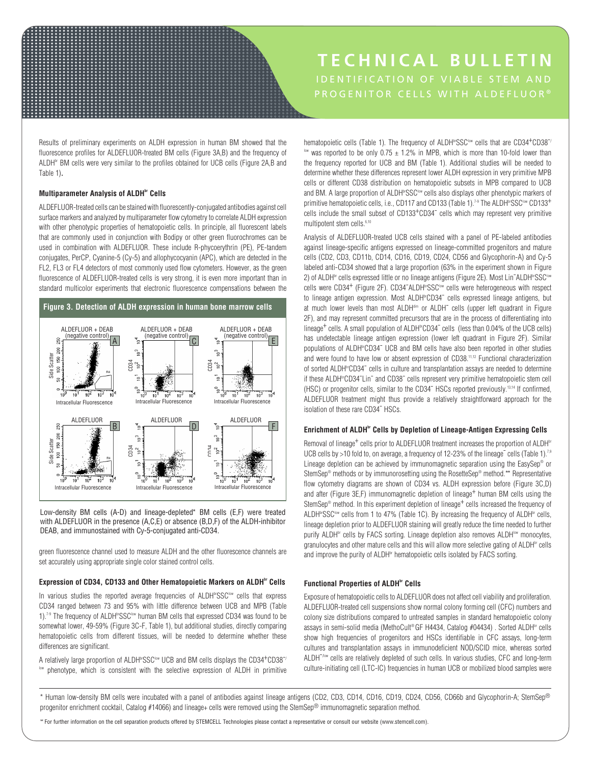Results of preliminary experiments on ALDH expression in human BM showed that the fluorescence profiles for ALDEFLUOR-treated BM cells (Figure 3A,B) and the frequency of ALDH$^{br}$ BM cells were very similar to the profiles obtained for UCB cells (Figure 2A,B and Table 1).

#### Multiparameter Analysis of ALDH$^{br}$ Cells

ALDEFLUOR-treated cells can be stained with fluorescently-conjugated antibodies against cell surface markers and analyzed by multiparameter flow cytometry to correlate ALDH expression with other phenotypic properties of hematopoietic cells. In principle, all fluorescent labels that are commonly used in conjunction with Bodipy or other green fluorochromes can be used in combination with ALDEFLUOR. These include R-phycoerythrin (PE), PE-tandem conjugates, PerCP, Cyanine-5 (Cy-5) and allophycocyanin (APC), which are detected in the FL2, FL3 or FL4 detectors of most commonly used flow cytometers. However, as the green fluorescence of ALDEFLUOR-treated cells is very strong, it is even more important than in standard multicolor experiments that electronic fluorescence compensations between the green fluorescence channel used to measure ALDH and the other fluorescence channels are set accurately using appropriate single color stained control cells.

**Figure 3. Detection of ALDH expression in human bone marrow cells**

Low-density BM cells (A-D) and lineage-depleted* BM cells (E,F) were treated with ALDEFLUOR in the presence (A,C,E) or absence (B,D,F) of the ALDH-inhibitor DEAB, and immunostained with Cy-5-conjugated anti-CD34.

#### Expression of CD34, CD133 and Other Hematopoietic Markers on ALDH$^{br}$ Cells

In various studies the reported average frequencies of ALDH$^{br}$SSC$^{low}$ cells that express CD34 ranged between 73 and 95% with little difference between UCB and MPB (Table 1).[7-9] The frequency of ALDH$^{br}$SSC$^{low}$ human BM cells that expressed CD34 was found to be somewhat lower, 49-59% (Figure 3C-F, Table 1), but additional studies, directly comparing hematopoietic cells from different tissues, will be needed to determine whether these differences are significant.

A relatively large proportion of ALDH$^{br}$SSC$^{low}$ UCB and BM cells displays the CD34$^+$CD38$^{-/low}$ phenotype, which is consistent with the selective expression of ALDH in primitive hematopoietic cells (Table 1). The frequency of ALDH$^{br}$SSC$^{low}$ cells that are CD34$^+$CD38$^{-/low}$ was reported to be only $0.75 \pm 1.2\%$ in MPB, which is more than 10-fold lower than the frequency reported for UCB and BM (Table 1). Additional studies will be needed to determine whether these differences represent lower ALDH expression in very primitive MPB cells or different CD38 distribution on hematopoietic subsets in MPB compared to UCB and BM. A large proportion of ALDH$^{br}$SSC$^{low}$ cells also displays other phenotypic markers of primitive hematopoietic cells, i.e., CD117 and CD133 (Table 1).[7-9] The ALDH$^{br}$SSC$^{low}$ CD133$^+$ cells include the small subset of CD133$^+$CD34$^-$ cells which may represent very primitive multipotent stem cells.[6,10]

Analysis of ALDEFLUOR-treated UCB cells stained with a panel of PE-labeled antibodies against lineage-specific antigens expressed on lineage-committed progenitors and mature cells (CD2, CD3, CD11b, CD14, CD16, CD19, CD24, CD56 and Glycophorin-A) and Cy-5 labeled anti-CD34 showed that a large proportion (63% in the experiment shown in Figure 2) of ALDH$^{br}$ cells expressed little or no lineage antigens (Figure 2E). Most Lin$^-$ALDH$^{br}$SSC$^{low}$ cells were CD34$^+$ (Figure 2F). CD34$^-$ALDH$^{br}$SSC$^{low}$ cells were heterogeneous with respect to lineage antigen expression. Most ALDH$^{br}$CD34$^-$ cells expressed lineage antigens, but at much lower levels than most ALDH$^{dim}$ or ALDH$^-$ cells (upper left quadrant in Figure 2F), and may represent committed precursors that are in the process of differentiating into lineage$^+$ cells. A small population of ALDH$^{br}$CD34$^-$ cells (less than 0.04% of the UCB cells) has undetectable lineage antigen expression (lower left quadrant in Figure 2F). Similar populations of ALDH$^{br}$CD34$^-$ UCB and BM cells have also been reported in other studies and were found to have low or absent expression of CD38.[11,12] Functional characterization of sorted ALDH$^{br}$CD34$^-$ cells in culture and transplantation assays are needed to determine if these ALDH$^{br}$CD34$^-$Lin$^-$ and CD38$^-$ cells represent very primitive hematopoietic stem cell (HSC) or progenitor cells, similar to the CD34$^-$ HSCs reported previously.[13,14] If confirmed, ALDEFLUOR treatment might thus provide a relatively straightforward approach for the isolation of these rare CD34$^-$ HSCs.

#### Enrichment of ALDH$^{br}$ Cells by Depletion of Lineage-Antigen Expressing Cells

Removal of lineage$^+$ cells prior to ALDEFLUOR treatment increases the proportion of ALDH$^{br}$ UCB cells by >10 fold to, on average, a frequency of 12-23% of the lineage$^-$ cells (Table 1).[7,9] Lineage depletion can be achieved by immunomagnetic separation using the EasySep® or StemSep® methods or by immunorosetting using the RosetteSep® method.** Representative flow cytometry diagrams are shown of CD34 vs. ALDH expression before (Figure 3C,D) and after (Figure 3E,F) immunomagnetic depletion of lineage$^+$ human BM cells using the StemSep® method. In this experiment depletion of lineage$^+$ cells increased the frequency of ALDH$^{br}$SSC$^{low}$ cells from 1 to 47% (Table 1C). By increasing the frequency of ALDH$^{br}$ cells, lineage depletion prior to ALDEFLUOR staining will greatly reduce the time needed to further purify ALDH$^{br}$ cells by FACS sorting. Lineage depletion also removes ALDH$^{low}$ monocytes, granulocytes and other mature cells and this will allow more selective gating of ALDH$^{br}$ cells and improve the purity of ALDH$^{br}$ hematopoietic cells isolated by FACS sorting.

#### Functional Properties of ALDH$^{br}$ Cells

Exposure of hematopoietic cells to ALDEFLUOR does not affect cell viability and proliferation. ALDEFLUOR-treated cell suspensions show normal colony forming cell (CFC) numbers and colony size distributions compared to untreated samples in standard hematopoietic colony assays in semi-solid media (MethoCult® GF H4434, Catalog #04434). Sorted ALDH$^{br}$ cells show high frequencies of progenitors and HSCs identifiable in CFC assays, long-term cultures and transplantation assays in immunodeficient NOD/SCID mice, whereas sorted ALDH$^{-/low}$ cells are relatively depleted of such cells. In various studies, CFC and long-term culture-initiating cell (LTC-IC) frequencies in human UCB or mobilized blood samples were

\* Human low-density BM cells were incubated with a panel of antibodies against lineage antigens (CD2, CD3, CD14, CD16, CD19, CD24, CD56, CD66b and Glycophorin-A; StemSep® progenitor enrichment cocktail, Catalog #14066) and lineage+ cells were removed using the StemSep® immunomagnetic separation method.

\** For further information on the cell separation products offered by STEMCELL Technologies please contact a representative or consult our website (www.stemcell.com).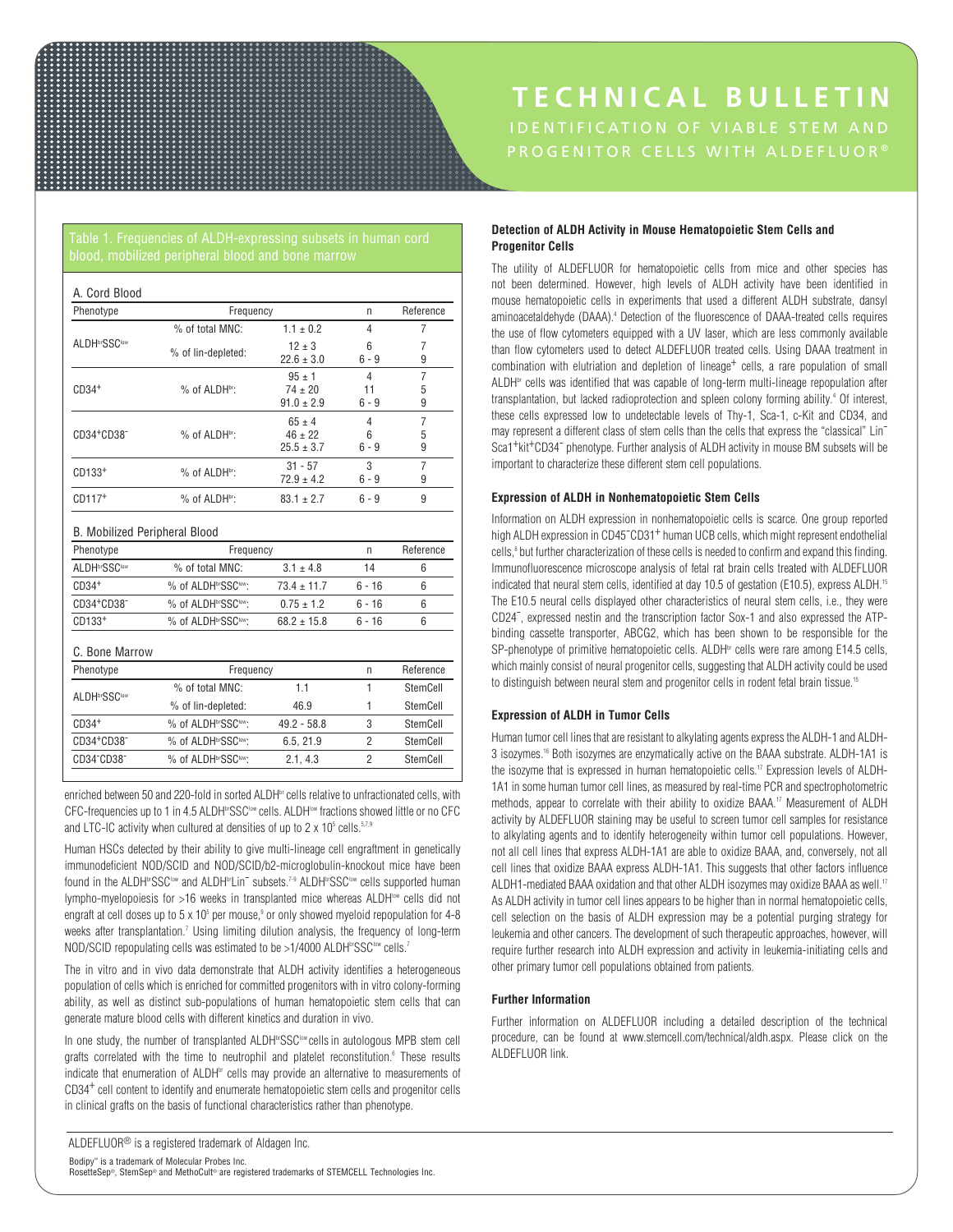Table 1. Frequencies of ALDH-expressing subsets in human cord blood, mobilized peripheral blood and bone marrow

A. Cord Blood

| Phenotype | Frequency | | n | Reference |
|---|---|---|---|---|
| ALDH[br]SSC[low] | % of total MNC: | 1.1 ± 0.2 | 4 | 7 |
| | % of lin-depleted: | 12 ± 3<br>22.6 ± 3.0 | 6<br>6 - 9 | 7<br>9 |
| CD34⁺ | % of ALDH[br]: | 95 ± 1<br>74 ± 20<br>91.0 ± 2.9 | 4<br>11<br>6 - 9 | 7<br>5<br>9 |
| CD34⁺CD38⁻ | % of ALDH[br]: | 65 ± 4<br>46 ± 22<br>25.5 ± 3.7 | 4<br>6<br>6 - 9 | 7<br>5<br>9 |
| CD133⁺ | % of ALDH[br]: | 31 - 57<br>72.9 ± 4.2 | 3<br>6 - 9 | 7<br>9 |
| CD117⁺ | % of ALDH[br]: | 83.1 ± 2.7 | 6 - 9 | 9 |

B. Mobilized Peripheral Blood

| Phenotype | Frequency | | n | Reference |
|---|---|---|---|---|
| ALDH[br]SSC[low] | % of total MNC: | 3.1 ± 4.8 | 14 | 6 |
| CD34⁺ | % of ALDH[br]SSC[low]: | 73.4 ± 11.7 | 6 - 16 | 6 |
| CD34⁺CD38⁻ | % of ALDH[br]SSC[low]: | 0.75 ± 1.2 | 6 - 16 | 6 |
| CD133⁺ | % of ALDH[br]SSC[low]: | 68.2 ± 15.8 | 6 - 16 | 6 |

C. Bone Marrow

| Phenotype | Frequency | | n | Reference |
|---|---|---|---|---|
| ALDH[br]SSC[low] | % of total MNC: | 1.1 | 1 | StemCell |
| | % of lin-depleted: | 46.9 | 1 | StemCell |
| CD34⁺ | % of ALDH[br]SSC[low]: | 49.2 - 58.8 | 3 | StemCell |
| CD34⁺CD38⁻ | % of ALDH[br]SSC[low]: | 6.5, 21.9 | 2 | StemCell |
| CD34⁻CD38⁻ | % of ALDH[br]SSC[low]: | 2.1, 4.3 | 2 | StemCell |

enriched between 50 and 220-fold in sorted ALDH[br] cells relative to unfractionated cells, with CFC-frequencies up to 1 in 4.5 ALDH[br]SSC[low] cells. ALDH[low] fractions showed little or no CFC and LTC-IC activity when cultured at densities of up to $2 \times 10^5$ cells.[5,7,9]

Human HSCs detected by their ability to give multi-lineage cell engraftment in genetically immunodeficient NOD/SCID and NOD/SCID/b2-microglobulin-knockout mice have been found in the ALDH[br]SSC[low] and ALDH[br]Lin⁻ subsets.[7-9] ALDH[br]SSC[low] cells supported human lympho-myelopoiesis for >16 weeks in transplanted mice whereas ALDH[low] cells did not engraft at cell doses up to $5 \times 10^5$ per mouse,[9] or only showed myeloid repopulation for 4-8 weeks after transplantation.[7] Using limiting dilution analysis, the frequency of long-term NOD/SCID repopulating cells was estimated to be >1/4000 ALDH[br]SSC[low] cells.[7]

The in vitro and in vivo data demonstrate that ALDH activity identifies a heterogeneous population of cells which is enriched for committed progenitors with in vitro colony-forming ability, as well as distinct sub-populations of human hematopoietic stem cells that can generate mature blood cells with different kinetics and duration in vivo.

In one study, the number of transplanted ALDH[br]SSC[low] cells in autologous MPB stem cell grafts correlated with the time to neutrophil and platelet reconstitution.[6] These results indicate that enumeration of ALDH[br] cells may provide an alternative to measurements of CD34⁺ cell content to identify and enumerate hematopoietic stem cells and progenitor cells in clinical grafts on the basis of functional characteristics rather than phenotype.

### Detection of ALDH Activity in Mouse Hematopoietic Stem Cells and Progenitor Cells

The utility of ALDEFLUOR for hematopoietic cells from mice and other species has not been determined. However, high levels of ALDH activity have been identified in mouse hematopoietic cells in experiments that used a different ALDH substrate, dansyl aminoacetaldehyde (DAAA).[4] Detection of the fluorescence of DAAA-treated cells requires the use of flow cytometers equipped with a UV laser, which are less commonly available than flow cytometers used to detect ALDEFLUOR treated cells. Using DAAA treatment in combination with elutriation and depletion of lineage⁺ cells, a rare population of small ALDH[br] cells was identified that was capable of long-term multi-lineage repopulation after transplantation, but lacked radioprotection and spleen colony forming ability.[4] Of interest, these cells expressed low to undetectable levels of Thy-1, Sca-1, c-Kit and CD34, and may represent a different class of stem cells than the cells that express the "classical" Lin⁻ Sca1⁺kit⁺CD34⁻ phenotype. Further analysis of ALDH activity in mouse BM subsets will be important to characterize these different stem cell populations.

### Expression of ALDH in Nonhematopoietic Stem Cells

Information on ALDH expression in nonhematopoietic cells is scarce. One group reported high ALDH expression in CD45⁻CD31⁺ human UCB cells, which might represent endothelial cells,[8] but further characterization of these cells is needed to confirm and expand this finding. Immunofluorescence microscope analysis of fetal rat brain cells treated with ALDEFLUOR indicated that neural stem cells, identified at day 10.5 of gestation (E10.5), express ALDH.[15] The E10.5 neural cells displayed other characteristics of neural stem cells, i.e., they were CD24⁻, expressed nestin and the transcription factor Sox-1 and also expressed the ATP-binding cassette transporter, ABCG2, which has been shown to be responsible for the SP-phenotype of primitive hematopoietic cells. ALDH[br] cells were rare among E14.5 cells, which mainly consist of neural progenitor cells, suggesting that ALDH activity could be used to distinguish between neural stem and progenitor cells in rodent fetal brain tissue.[15]

### Expression of ALDH in Tumor Cells

Human tumor cell lines that are resistant to alkylating agents express the ALDH-1 and ALDH-3 isozymes.[16] Both isozymes are enzymatically active on the BAAA substrate. ALDH-1A1 is the isozyme that is expressed in human hematopoietic cells.[17] Expression levels of ALDH-1A1 in some human tumor cell lines, as measured by real-time PCR and spectrophotometric methods, appear to correlate with their ability to oxidize BAAA.[17] Measurement of ALDH activity by ALDEFLUOR staining may be useful to screen tumor cell samples for resistance to alkylating agents and to identify heterogeneity within tumor cell populations. However, not all cell lines that express ALDH-1A1 are able to oxidize BAAA, and, conversely, not all cell lines that oxidize BAAA express ALDH-1A1. This suggests that other factors influence ALDH1-mediated BAAA oxidation and that other ALDH isozymes may oxidize BAAA as well.[17] As ALDH activity in tumor cell lines appears to be higher than in normal hematopoietic cells, cell selection on the basis of ALDH expression may be a potential purging strategy for leukemia and other cancers. The development of such therapeutic approaches, however, will require further research into ALDH expression and activity in leukemia-initiating cells and other primary tumor cell populations obtained from patients.

### Further Information

Further information on ALDEFLUOR including a detailed description of the technical procedure, can be found at www.stemcell.com/technical/aldh.aspx. Please click on the ALDEFLUOR link.

ALDEFLUOR® is a registered trademark of Aldagen Inc.

Bodipy™ is a trademark of Molecular Probes Inc.
RosetteSep®, StemSep® and MethoCult® are registered trademarks of STEMCELL Technologies Inc.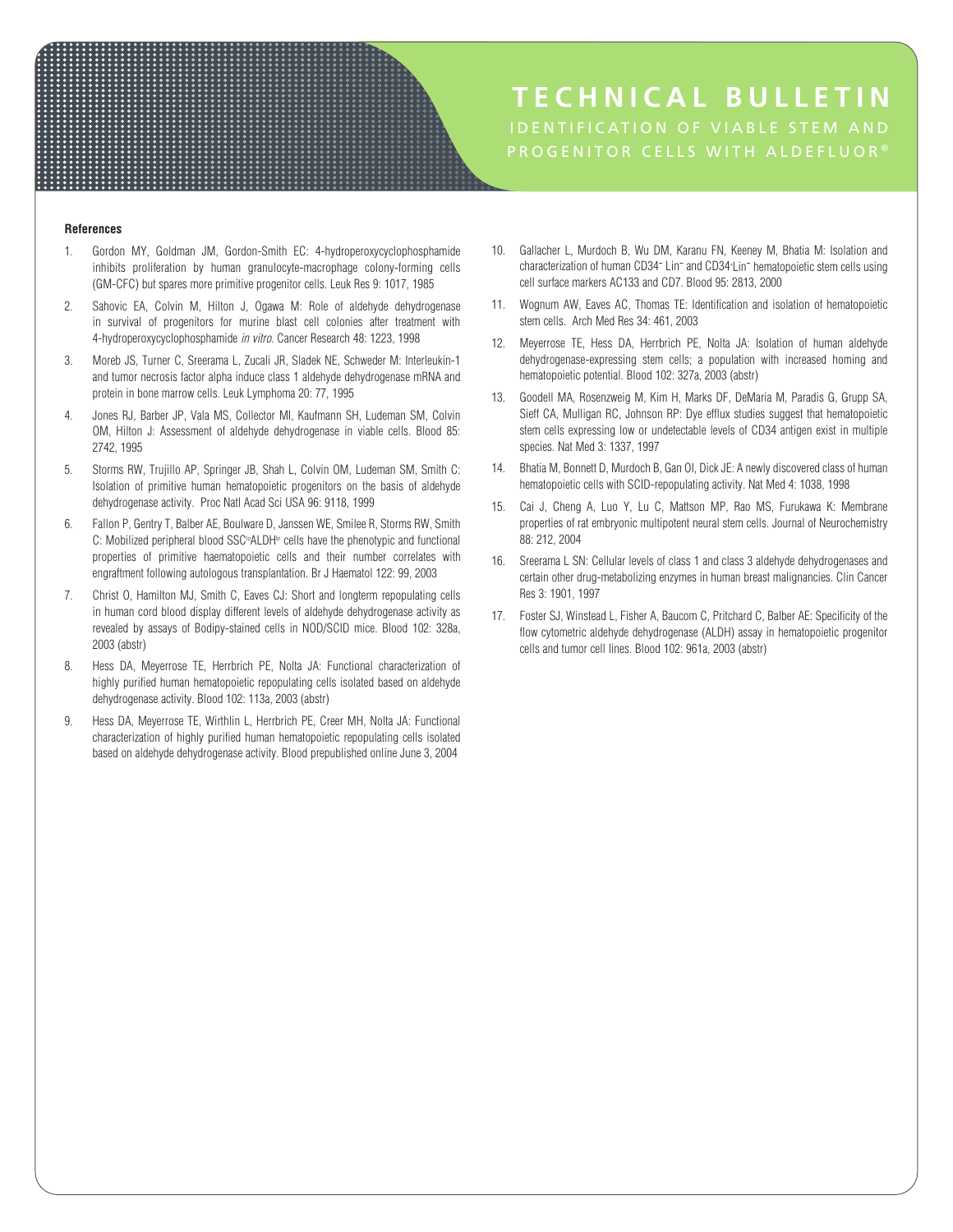### References

1. Gordon MY, Goldman JM, Gordon-Smith EC: 4-hydroperoxycyclophosphamide inhibits proliferation by human granulocyte-macrophage colony-forming cells (GM-CFC) but spares more primitive progenitor cells. Leuk Res 9: 1017, 1985

2. Sahovic EA, Colvin M, Hilton J, Ogawa M: Role of aldehyde dehydrogenase in survival of progenitors for murine blast cell colonies after treatment with 4-hydroperoxycyclophosphamide *in vitro*. Cancer Research 48: 1223, 1998

3. Moreb JS, Turner C, Sreerama L, Zucali JR, Sladek NE, Schweder M: Interleukin-1 and tumor necrosis factor alpha induce class 1 aldehyde dehydrogenase mRNA and protein in bone marrow cells. Leuk Lymphoma 20: 77, 1995

4. Jones RJ, Barber JP, Vala MS, Collector MI, Kaufmann SH, Ludeman SM, Colvin OM, Hilton J: Assessment of aldehyde dehydrogenase in viable cells. Blood 85: 2742, 1995

5. Storms RW, Trujillo AP, Springer JB, Shah L, Colvin OM, Ludeman SM, Smith C: Isolation of primitive human hematopoietic progenitors on the basis of aldehyde dehydrogenase activity. Proc Natl Acad Sci USA 96: 9118, 1999

6. Fallon P, Gentry T, Balber AE, Boulware D, Janssen WE, Smilee R, Storms RW, Smith C: Mobilized peripheral blood SSC$^{lo}$ALDH$^{br}$ cells have the phenotypic and functional properties of primitive haematopoietic cells and their number correlates with engraftment following autologous transplantation. Br J Haematol 122: 99, 2003

7. Christ O, Hamilton MJ, Smith C, Eaves CJ: Short and longterm repopulating cells in human cord blood display different levels of aldehyde dehydrogenase activity as revealed by assays of Bodipy-stained cells in NOD/SCID mice. Blood 102: 328a, 2003 (abstr)

8. Hess DA, Meyerrose TE, Herrbrich PE, Nolta JA: Functional characterization of highly purified human hematopoietic repopulating cells isolated based on aldehyde dehydrogenase activity. Blood 102: 113a, 2003 (abstr)

9. Hess DA, Meyerrose TE, Wirthlin L, Herrbrich PE, Creer MH, Nolta JA: Functional characterization of highly purified human hematopoietic repopulating cells isolated based on aldehyde dehydrogenase activity. Blood prepublished online June 3, 2004

10. Gallacher L, Murdoch B, Wu DM, Karanu FN, Keeney M, Bhatia M: Isolation and characterization of human CD34$^-$ Lin$^-$ and CD34$^+$Lin$^-$ hematopoietic stem cells using cell surface markers AC133 and CD7. Blood 95: 2813, 2000

11. Wognum AW, Eaves AC, Thomas TE: Identification and isolation of hematopoietic stem cells. Arch Med Res 34: 461, 2003

12. Meyerrose TE, Hess DA, Herrbrich PE, Nolta JA: Isolation of human aldehyde dehydrogenase-expressing stem cells; a population with increased homing and hematopoietic potential. Blood 102: 327a, 2003 (abstr)

13. Goodell MA, Rosenzweig M, Kim H, Marks DF, DeMaria M, Paradis G, Grupp SA, Sieff CA, Mulligan RC, Johnson RP: Dye efflux studies suggest that hematopoietic stem cells expressing low or undetectable levels of CD34 antigen exist in multiple species. Nat Med 3: 1337, 1997

14. Bhatia M, Bonnett D, Murdoch B, Gan OI, Dick JE: A newly discovered class of human hematopoietic cells with SCID-repopulating activity. Nat Med 4: 1038, 1998

15. Cai J, Cheng A, Luo Y, Lu C, Mattson MP, Rao MS, Furukawa K: Membrane properties of rat embryonic multipotent neural stem cells. Journal of Neurochemistry 88: 212, 2004

16. Sreerama L SN: Cellular levels of class 1 and class 3 aldehyde dehydrogenases and certain other drug-metabolizing enzymes in human breast malignancies. Clin Cancer Res 3: 1901, 1997

17. Foster SJ, Winstead L, Fisher A, Baucom C, Pritchard C, Balber AE: Specificity of the flow cytometric aldehyde dehydrogenase (ALDH) assay in hematopoietic progenitor cells and tumor cell lines. Blood 102: 961a, 2003 (abstr)